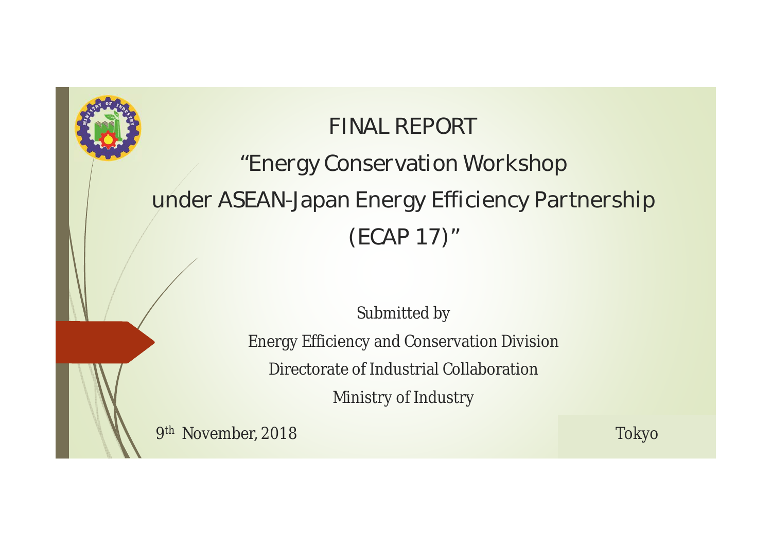# FINAL REPORT

## "Energy Conservation Workshop under ASEAN-Japan Energy Efficiency Partnership (ECAP 17)"

Submitted by

Energy Efficiency and Conservation Division

Directorate of Industrial Collaboration

Ministry of Industry

9th November, 2018

Tokyo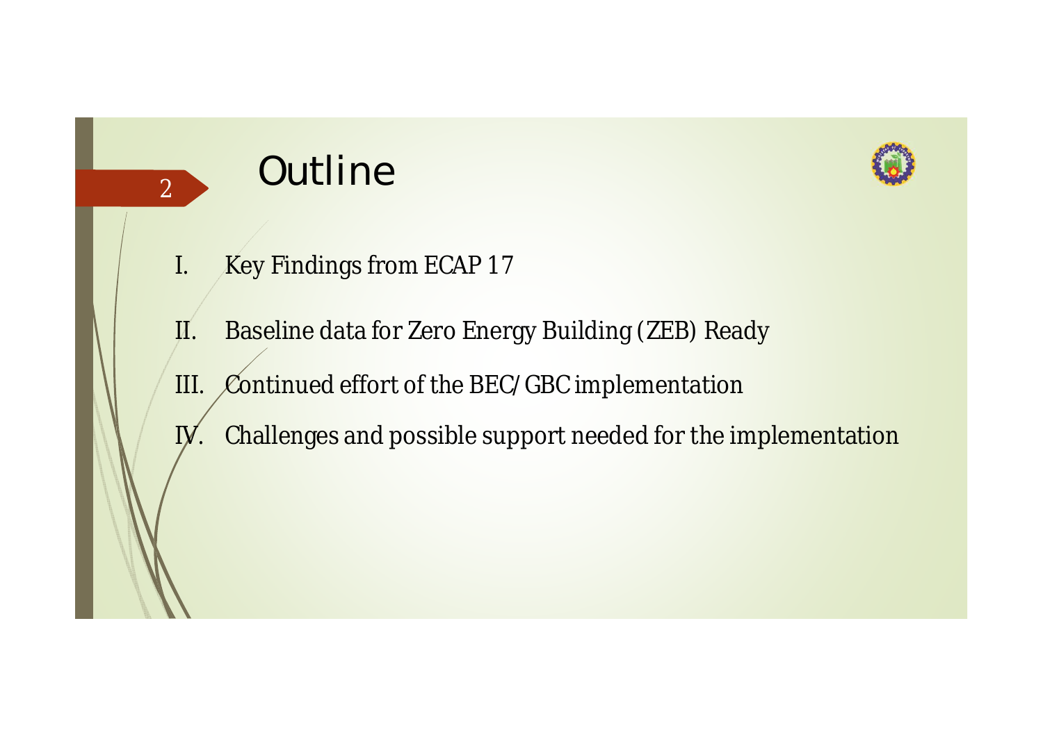# Outline

I. Key Findings from ECAP 17

II. Baseline data for Zero Energy Building (ZEB) Ready

III. Continued effort of the BEC/GBC implementation

IV. Challenges and possible support needed for the implementation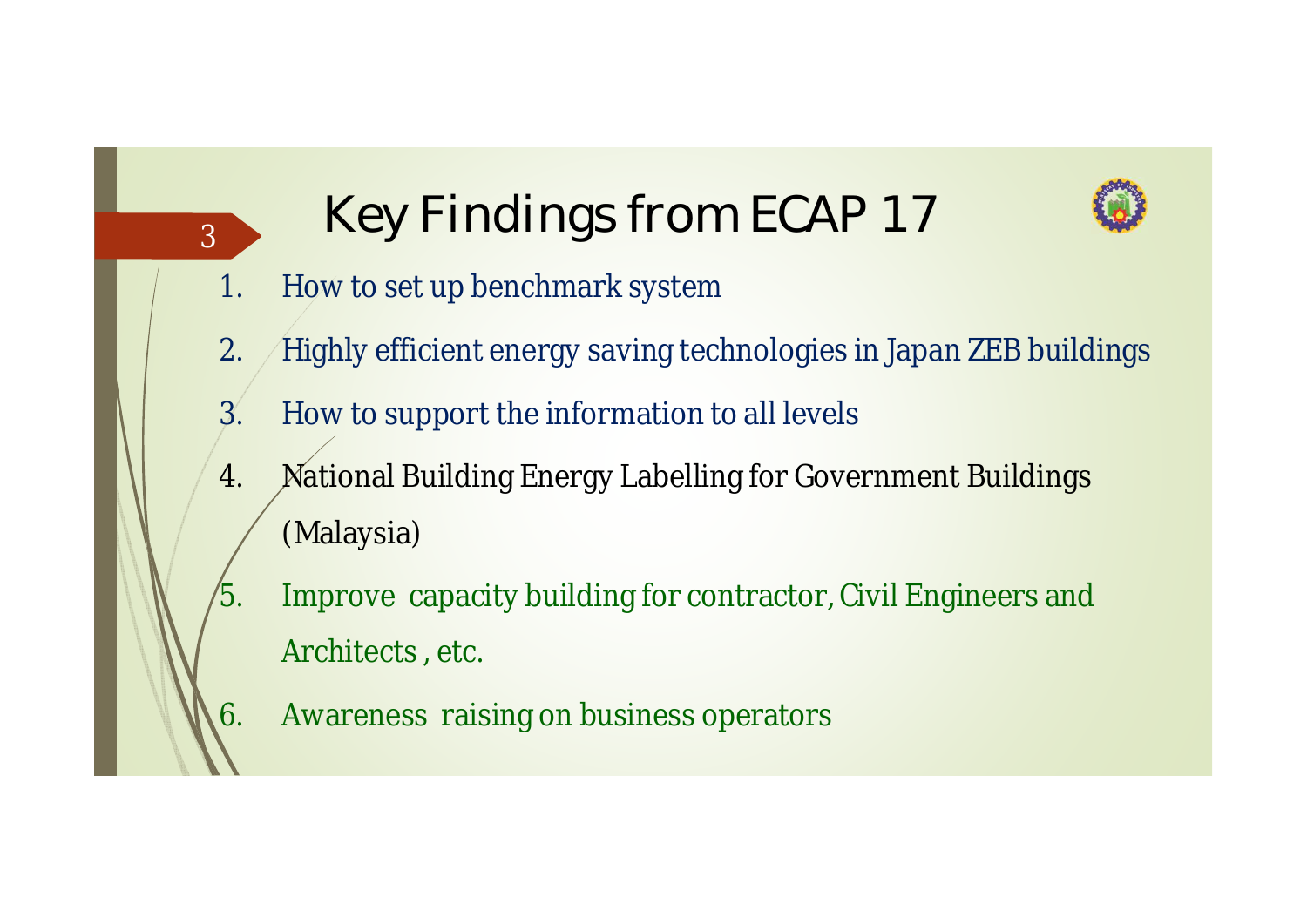# Key Findings from ECAP 17

1. How to set up benchmark system
2. Highly efficient energy saving technologies in Japan ZEB buildings
3. How to support the information to all levels
4. National Building Energy Labelling for Government Buildings (Malaysia)
5. Improve capacity building for contractor, Civil Engineers and Architects , etc.
6. Awareness raising on business operators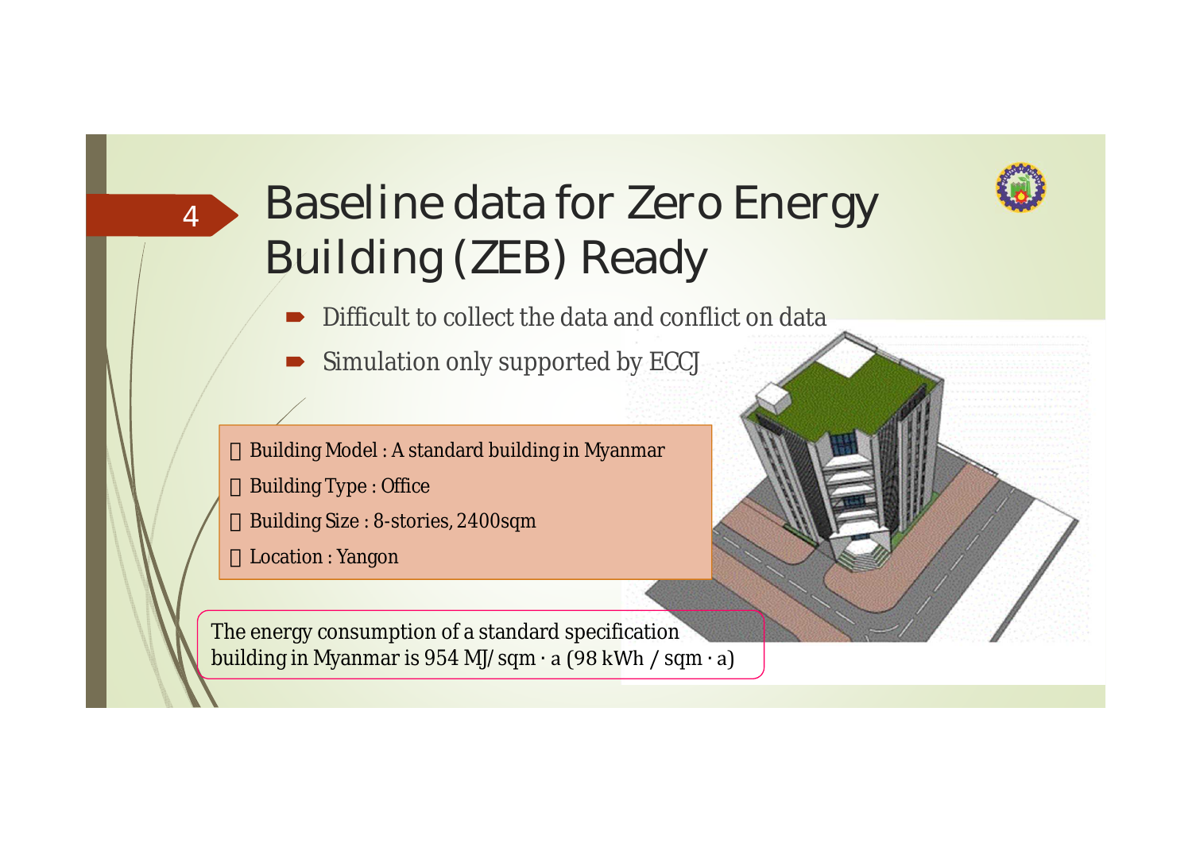# Baseline data for Zero Energy Building (ZEB) Ready

- Difficult to collect the data and conflict on data
- Simulation only supported by ECCJ

- Building Model : A standard building in Myanmar
- Building Type : Office
- Building Size : 8-stories, 2400sqm
- Location : Yangon

The energy consumption of a standard specification building in Myanmar is 954 MJ/ sqm · a (98 kWh / sqm · a)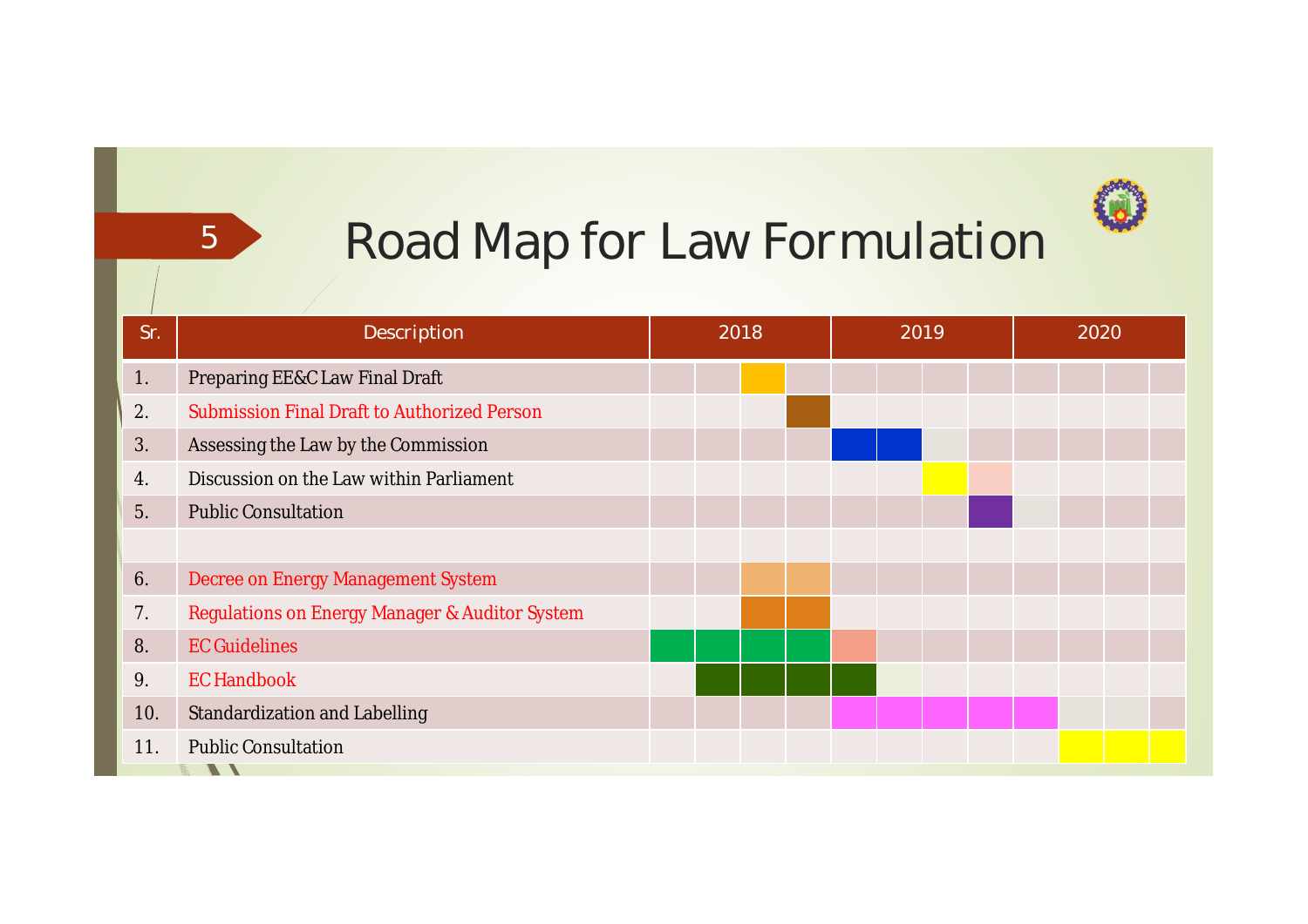# Road Map for Law Formulation

| Sr. | Description | 2018 | | | | 2019 | | | | 2020 | | | |
|---|---|---|---|---|---|---|---|---|---|---|---|---|---|
| 1. | Preparing EE&C Law Final Draft | | | ■ | | | | | | | | | |
| 2. | Submission Final Draft to Authorized Person | | | | ■ | | | | | | | | |
| 3. | Assessing the Law by the Commission | | | | | ■ | ■ | □ | | | | | |
| 4. | Discussion on the Law within Parliament | | | | | | | ■ | □ | | | | |
| 5. | Public Consultation | | | | | | | | ■ | □ | | | |
| | | | | | | | | | | | | | |
| 6. | Decree on Energy Management System | | | ■ | ■ | | | | | | | | |
| 7. | Regulations on Energy Manager & Auditor System | | | ■ | ■ | | | | | | | | |
| 8. | EC Guidelines | ■ | ■ | ■ | ■ | ■ | | | | | | | |
| 9. | EC Handbook | | ■ | ■ | ■ | ■ | □ | | | | | | |
| 10. | Standardization and Labelling | | | | | ■ | ■ | ■ | ■ | ■ | □ | □ | |
| 11. | Public Consultation | | | | | | | | | | ■ | ■ | ■ |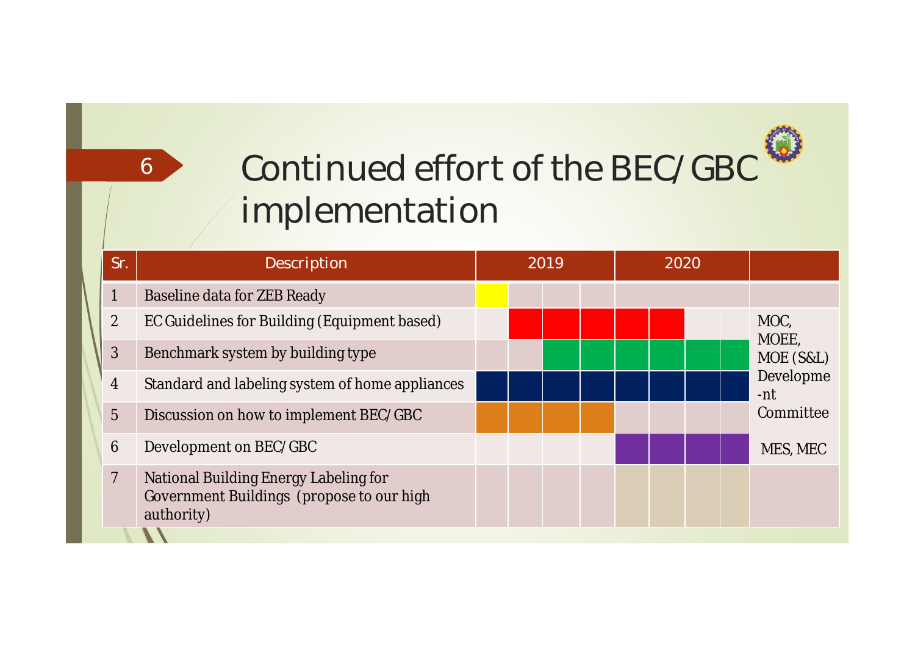# Continued effort of the BEC/GBC implementation

| Sr. | Description | 2019 | | | | 2020 | | | | |
|---|---|---|---|---|---|---|---|---|---|---|
| 1 | Baseline data for ZEB Ready | ■ | | | | | | | | |
| 2 | EC Guidelines for Building (Equipment based) | | ■ | ■ | ■ | ■ | ■ | | | MOC, MOEE, MOE (S&L) Developme-nt Committee |
| 3 | Benchmark system by building type | | | ■ | ■ | ■ | ■ | ■ | ■ | |
| 4 | Standard and labeling system of home appliances | ■ | ■ | ■ | ■ | ■ | ■ | ■ | ■ | |
| 5 | Discussion on how to implement BEC/GBC | ■ | ■ | ■ | ■ | | | | | |
| 6 | Development on BEC/GBC | | | | | ■ | ■ | ■ | ■ | MES, MEC |
| 7 | National Building Energy Labeling for Government Buildings (propose to our high authority) | | | | | | | | | |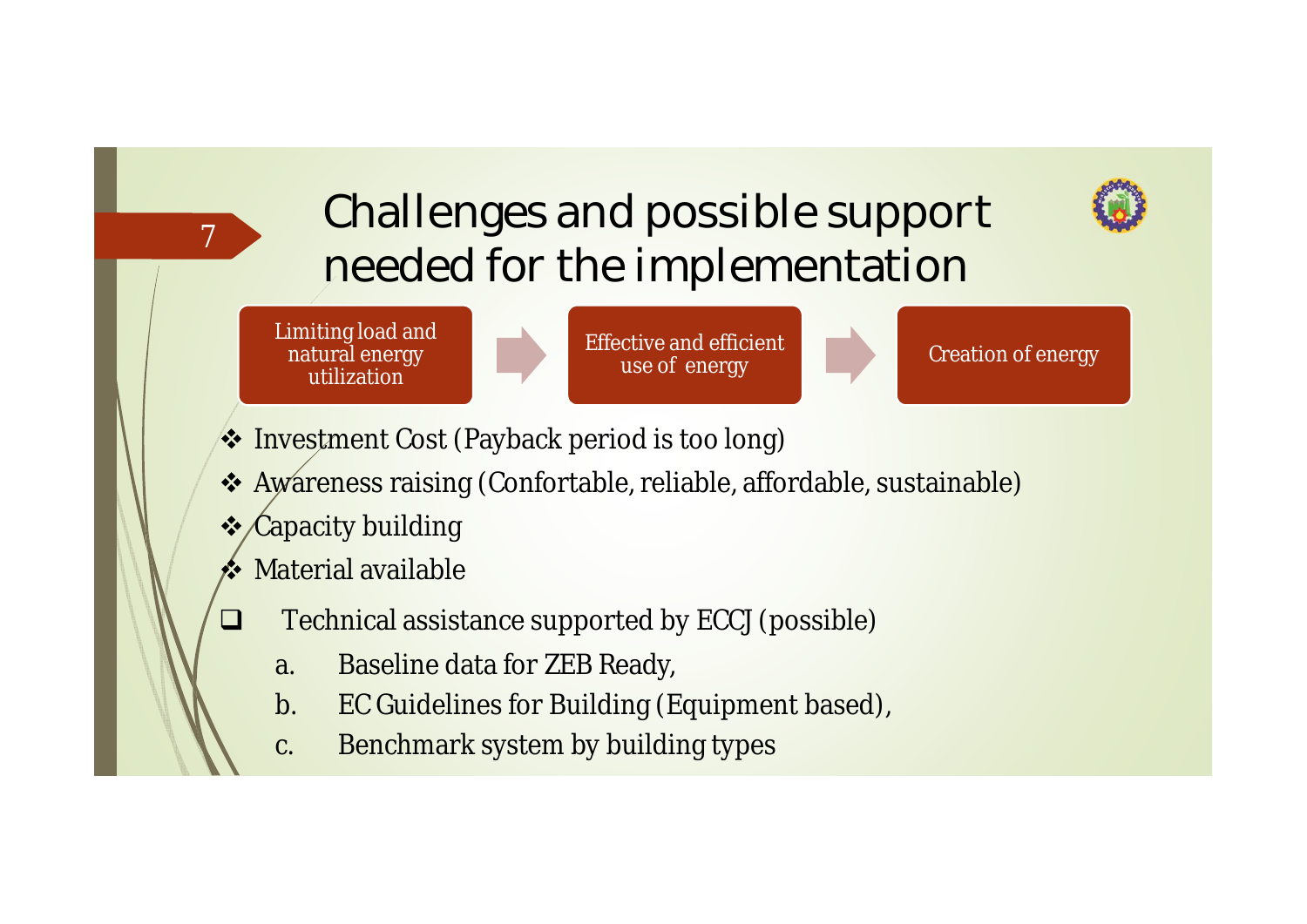# Challenges and possible support needed for the implementation

Limiting load and natural energy utilization → Effective and efficient use of energy → Creation of energy

- Investment Cost (Payback period is too long)
- Awareness raising (Confortable, reliable, affordable, sustainable)
- Capacity building
- Material available

- Technical assistance supported by ECCJ (possible)
  a. Baseline data for ZEB Ready,
  b. EC Guidelines for Building (Equipment based),
  c. Benchmark system by building types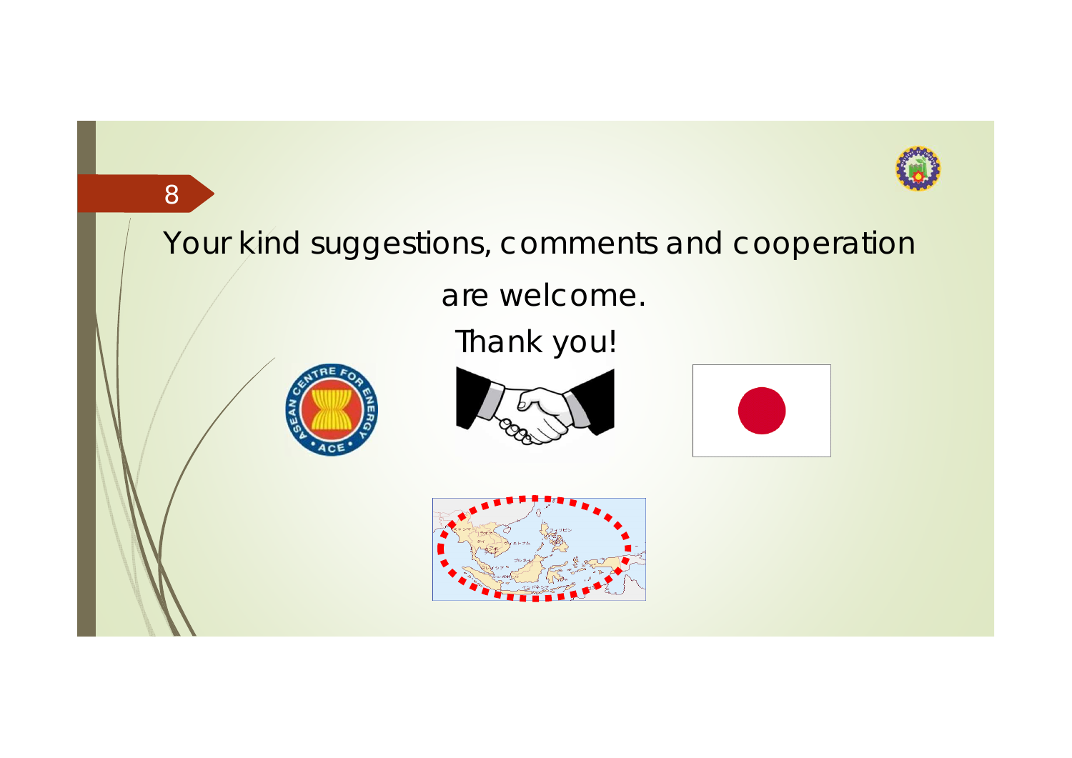Your kind suggestions, comments and cooperation

are welcome.

Thank you!